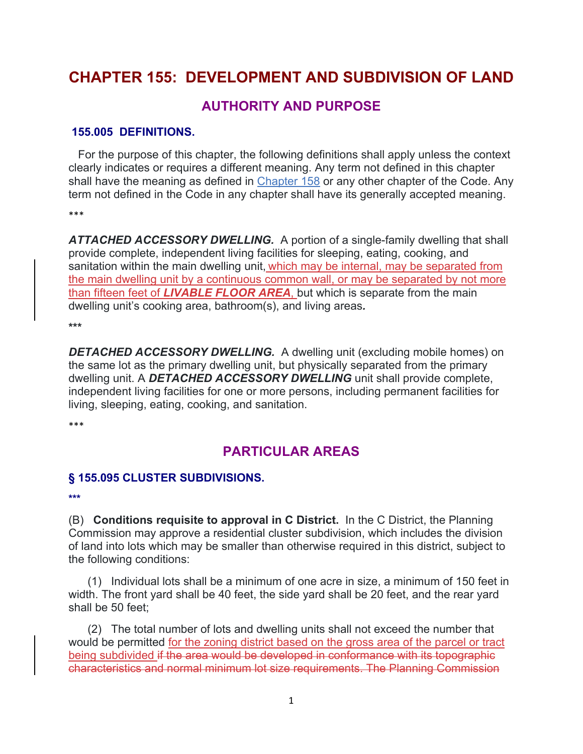# CHAPTER 155: DEVELOPMENT AND SUBDIVISION OF LAND

## AUTHORITY AND PURPOSE

### 155.005 DEFINITIONS.

For the purpose of this chapter, the following definitions shall apply unless the context clearly indicates or requires a different meaning. Any term not defined in this chapter shall have the meaning as defined in Chapter 158 or any other chapter of the Code. Any term not defined in the Code in any chapter shall have its generally accepted meaning.

***

***ATTACHED ACCESSORY DWELLING.*** A portion of a single-family dwelling that shall provide complete, independent living facilities for sleeping, eating, cooking, and sanitation within the main dwelling unit, <u>which may be internal, may be separated from the main dwelling unit by a continuous common wall, or may be separated by not more than fifteen feet of ***LIVABLE FLOOR AREA***,</u> but which is separate from the main dwelling unit's cooking area, bathroom(s), and living areas***.***

***

***DETACHED ACCESSORY DWELLING.*** A dwelling unit (excluding mobile homes) on the same lot as the primary dwelling unit, but physically separated from the primary dwelling unit. A ***DETACHED ACCESSORY DWELLING*** unit shall provide complete, independent living facilities for one or more persons, including permanent facilities for living, sleeping, eating, cooking, and sanitation.

***

## PARTICULAR AREAS

### § 155.095 CLUSTER SUBDIVISIONS.

***

(B) **Conditions requisite to approval in C District.** In the C District, the Planning Commission may approve a residential cluster subdivision, which includes the division of land into lots which may be smaller than otherwise required in this district, subject to the following conditions:

(1) Individual lots shall be a minimum of one acre in size, a minimum of 150 feet in width. The front yard shall be 40 feet, the side yard shall be 20 feet, and the rear yard shall be 50 feet;

(2) The total number of lots and dwelling units shall not exceed the number that would be permitted <u>for the zoning district based on the gross area of the parcel or tract being subdivided</u> ~~if the area would be developed in conformance with its topographic characteristics and normal minimum lot size requirements. The Planning Commission~~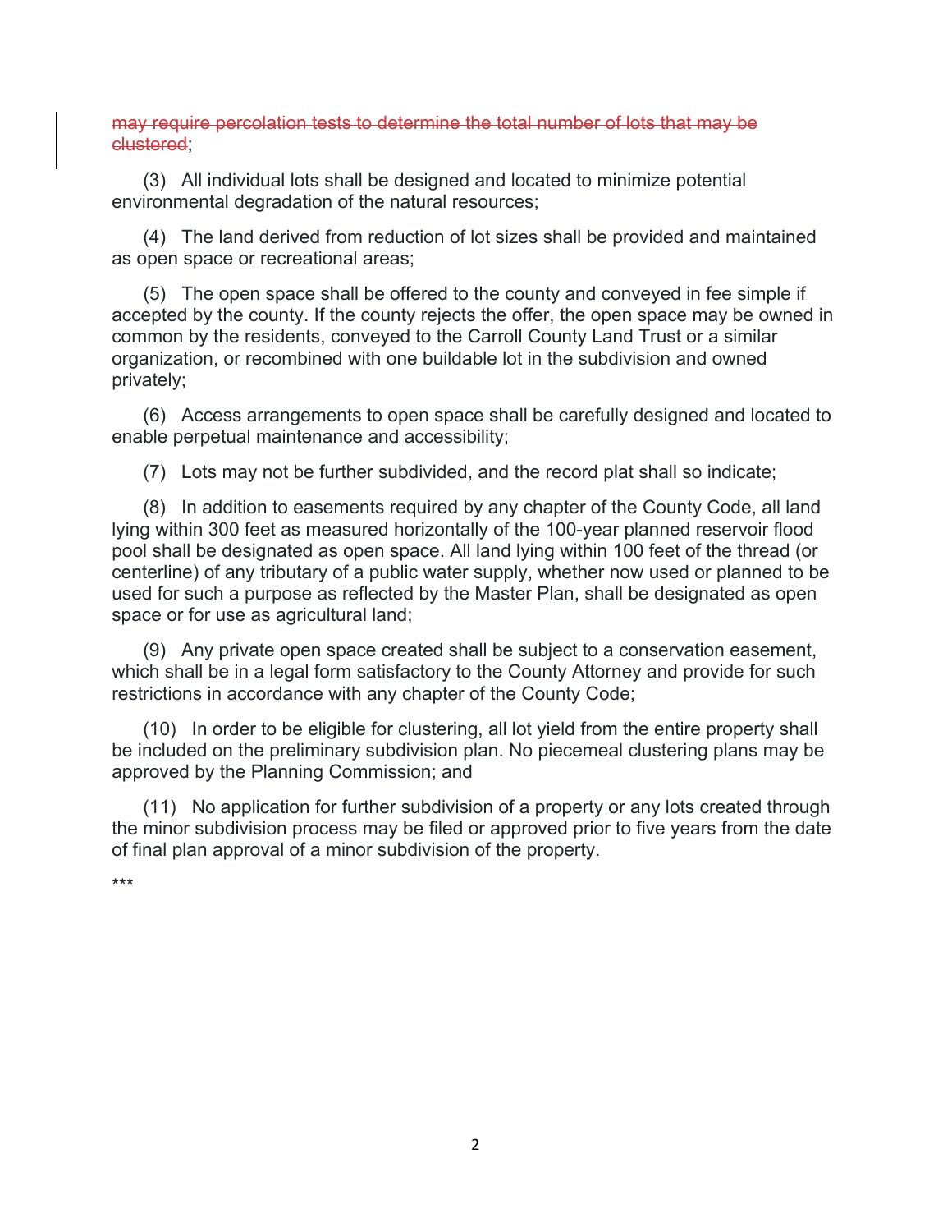~~may require percolation tests to determine the total number of lots that may be clustered~~;

(3) All individual lots shall be designed and located to minimize potential environmental degradation of the natural resources;

(4) The land derived from reduction of lot sizes shall be provided and maintained as open space or recreational areas;

(5) The open space shall be offered to the county and conveyed in fee simple if accepted by the county. If the county rejects the offer, the open space may be owned in common by the residents, conveyed to the Carroll County Land Trust or a similar organization, or recombined with one buildable lot in the subdivision and owned privately;

(6) Access arrangements to open space shall be carefully designed and located to enable perpetual maintenance and accessibility;

(7) Lots may not be further subdivided, and the record plat shall so indicate;

(8) In addition to easements required by any chapter of the County Code, all land lying within 300 feet as measured horizontally of the 100-year planned reservoir flood pool shall be designated as open space. All land lying within 100 feet of the thread (or centerline) of any tributary of a public water supply, whether now used or planned to be used for such a purpose as reflected by the Master Plan, shall be designated as open space or for use as agricultural land;

(9) Any private open space created shall be subject to a conservation easement, which shall be in a legal form satisfactory to the County Attorney and provide for such restrictions in accordance with any chapter of the County Code;

(10) In order to be eligible for clustering, all lot yield from the entire property shall be included on the preliminary subdivision plan. No piecemeal clustering plans may be approved by the Planning Commission; and

(11) No application for further subdivision of a property or any lots created through the minor subdivision process may be filed or approved prior to five years from the date of final plan approval of a minor subdivision of the property.

***